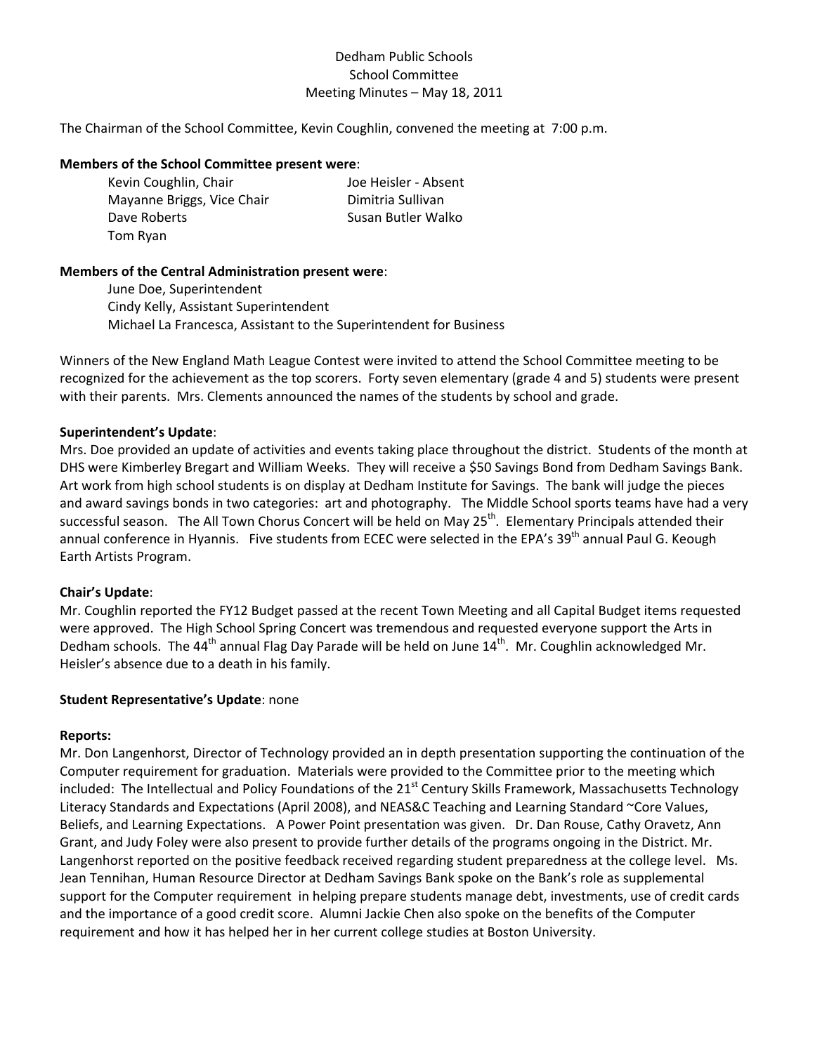Dedham Public Schools
School Committee
Meeting Minutes – May 18, 2011

The Chairman of the School Committee, Kevin Coughlin, convened the meeting at 7:00 p.m.

**Members of the School Committee present were**:

Kevin Coughlin, Chair
Mayanne Briggs, Vice Chair
Dave Roberts
Tom Ryan
Joe Heisler - Absent
Dimitria Sullivan
Susan Butler Walko

**Members of the Central Administration present were**:

June Doe, Superintendent
Cindy Kelly, Assistant Superintendent
Michael La Francesca, Assistant to the Superintendent for Business

Winners of the New England Math League Contest were invited to attend the School Committee meeting to be recognized for the achievement as the top scorers. Forty seven elementary (grade 4 and 5) students were present with their parents. Mrs. Clements announced the names of the students by school and grade.

**Superintendent's Update**:

Mrs. Doe provided an update of activities and events taking place throughout the district. Students of the month at DHS were Kimberley Bregart and William Weeks. They will receive a $50 Savings Bond from Dedham Savings Bank. Art work from high school students is on display at Dedham Institute for Savings. The bank will judge the pieces and award savings bonds in two categories: art and photography. The Middle School sports teams have had a very successful season. The All Town Chorus Concert will be held on May 25th. Elementary Principals attended their annual conference in Hyannis. Five students from ECEC were selected in the EPA's 39th annual Paul G. Keough Earth Artists Program.

**Chair's Update**:

Mr. Coughlin reported the FY12 Budget passed at the recent Town Meeting and all Capital Budget items requested were approved. The High School Spring Concert was tremendous and requested everyone support the Arts in Dedham schools. The 44th annual Flag Day Parade will be held on June 14th. Mr. Coughlin acknowledged Mr. Heisler's absence due to a death in his family.

**Student Representative's Update**: none

**Reports:**

Mr. Don Langenhorst, Director of Technology provided an in depth presentation supporting the continuation of the Computer requirement for graduation. Materials were provided to the Committee prior to the meeting which included: The Intellectual and Policy Foundations of the 21st Century Skills Framework, Massachusetts Technology Literacy Standards and Expectations (April 2008), and NEAS&C Teaching and Learning Standard ~Core Values, Beliefs, and Learning Expectations. A Power Point presentation was given. Dr. Dan Rouse, Cathy Oravetz, Ann Grant, and Judy Foley were also present to provide further details of the programs ongoing in the District. Mr. Langenhorst reported on the positive feedback received regarding student preparedness at the college level. Ms. Jean Tennihan, Human Resource Director at Dedham Savings Bank spoke on the Bank's role as supplemental support for the Computer requirement in helping prepare students manage debt, investments, use of credit cards and the importance of a good credit score. Alumni Jackie Chen also spoke on the benefits of the Computer requirement and how it has helped her in her current college studies at Boston University.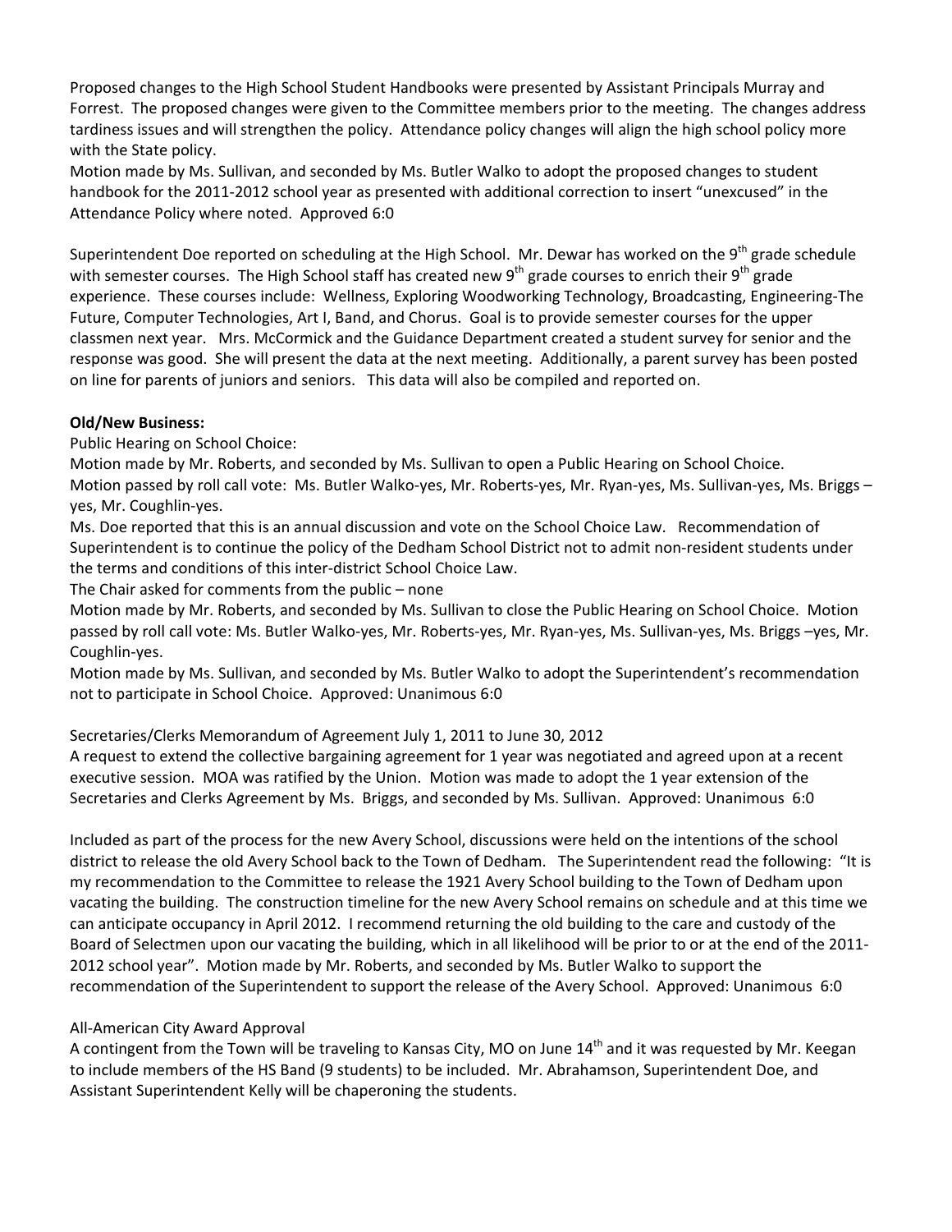Proposed changes to the High School Student Handbooks were presented by Assistant Principals Murray and Forrest. The proposed changes were given to the Committee members prior to the meeting. The changes address tardiness issues and will strengthen the policy. Attendance policy changes will align the high school policy more with the State policy.

Motion made by Ms. Sullivan, and seconded by Ms. Butler Walko to adopt the proposed changes to student handbook for the 2011-2012 school year as presented with additional correction to insert "unexcused" in the Attendance Policy where noted. Approved 6:0

Superintendent Doe reported on scheduling at the High School. Mr. Dewar has worked on the 9th grade schedule with semester courses. The High School staff has created new 9th grade courses to enrich their 9th grade experience. These courses include: Wellness, Exploring Woodworking Technology, Broadcasting, Engineering-The Future, Computer Technologies, Art I, Band, and Chorus. Goal is to provide semester courses for the upper classmen next year. Mrs. McCormick and the Guidance Department created a student survey for senior and the response was good. She will present the data at the next meeting. Additionally, a parent survey has been posted on line for parents of juniors and seniors. This data will also be compiled and reported on.

**Old/New Business:**

Public Hearing on School Choice:

Motion made by Mr. Roberts, and seconded by Ms. Sullivan to open a Public Hearing on School Choice.
Motion passed by roll call vote: Ms. Butler Walko-yes, Mr. Roberts-yes, Mr. Ryan-yes, Ms. Sullivan-yes, Ms. Briggs – yes, Mr. Coughlin-yes.

Ms. Doe reported that this is an annual discussion and vote on the School Choice Law. Recommendation of Superintendent is to continue the policy of the Dedham School District not to admit non-resident students under the terms and conditions of this inter-district School Choice Law.

The Chair asked for comments from the public – none

Motion made by Mr. Roberts, and seconded by Ms. Sullivan to close the Public Hearing on School Choice. Motion passed by roll call vote: Ms. Butler Walko-yes, Mr. Roberts-yes, Mr. Ryan-yes, Ms. Sullivan-yes, Ms. Briggs –yes, Mr. Coughlin-yes.

Motion made by Ms. Sullivan, and seconded by Ms. Butler Walko to adopt the Superintendent's recommendation not to participate in School Choice. Approved: Unanimous 6:0

Secretaries/Clerks Memorandum of Agreement July 1, 2011 to June 30, 2012

A request to extend the collective bargaining agreement for 1 year was negotiated and agreed upon at a recent executive session. MOA was ratified by the Union. Motion was made to adopt the 1 year extension of the Secretaries and Clerks Agreement by Ms. Briggs, and seconded by Ms. Sullivan. Approved: Unanimous 6:0

Included as part of the process for the new Avery School, discussions were held on the intentions of the school district to release the old Avery School back to the Town of Dedham. The Superintendent read the following: "It is my recommendation to the Committee to release the 1921 Avery School building to the Town of Dedham upon vacating the building. The construction timeline for the new Avery School remains on schedule and at this time we can anticipate occupancy in April 2012. I recommend returning the old building to the care and custody of the Board of Selectmen upon our vacating the building, which in all likelihood will be prior to or at the end of the 2011-2012 school year". Motion made by Mr. Roberts, and seconded by Ms. Butler Walko to support the recommendation of the Superintendent to support the release of the Avery School. Approved: Unanimous 6:0

All-American City Award Approval

A contingent from the Town will be traveling to Kansas City, MO on June 14th and it was requested by Mr. Keegan to include members of the HS Band (9 students) to be included. Mr. Abrahamson, Superintendent Doe, and Assistant Superintendent Kelly will be chaperoning the students.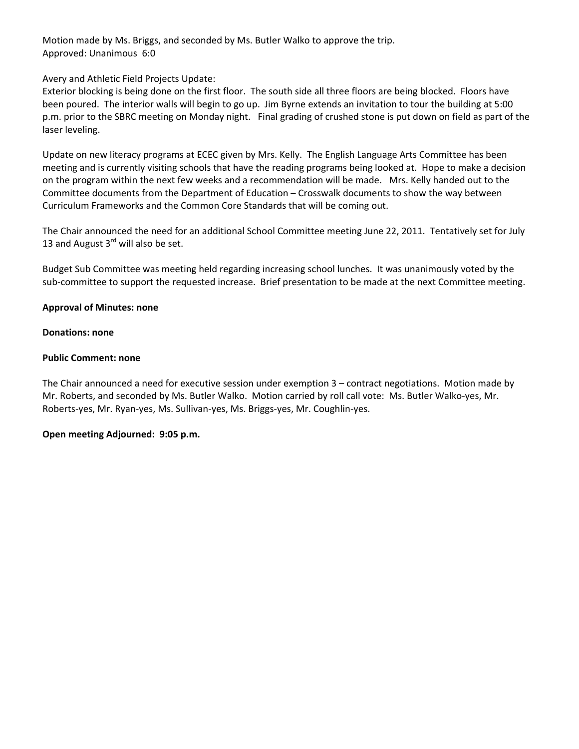Motion made by Ms. Briggs, and seconded by Ms. Butler Walko to approve the trip.
Approved: Unanimous 6:0

Avery and Athletic Field Projects Update:
Exterior blocking is being done on the first floor. The south side all three floors are being blocked. Floors have been poured. The interior walls will begin to go up. Jim Byrne extends an invitation to tour the building at 5:00 p.m. prior to the SBRC meeting on Monday night. Final grading of crushed stone is put down on field as part of the laser leveling.

Update on new literacy programs at ECEC given by Mrs. Kelly. The English Language Arts Committee has been meeting and is currently visiting schools that have the reading programs being looked at. Hope to make a decision on the program within the next few weeks and a recommendation will be made. Mrs. Kelly handed out to the Committee documents from the Department of Education – Crosswalk documents to show the way between Curriculum Frameworks and the Common Core Standards that will be coming out.

The Chair announced the need for an additional School Committee meeting June 22, 2011. Tentatively set for July 13 and August 3rd will also be set.

Budget Sub Committee was meeting held regarding increasing school lunches. It was unanimously voted by the sub-committee to support the requested increase. Brief presentation to be made at the next Committee meeting.

**Approval of Minutes: none**

**Donations: none**

**Public Comment: none**

The Chair announced a need for executive session under exemption 3 – contract negotiations. Motion made by Mr. Roberts, and seconded by Ms. Butler Walko. Motion carried by roll call vote: Ms. Butler Walko-yes, Mr. Roberts-yes, Mr. Ryan-yes, Ms. Sullivan-yes, Ms. Briggs-yes, Mr. Coughlin-yes.

**Open meeting Adjourned: 9:05 p.m.**